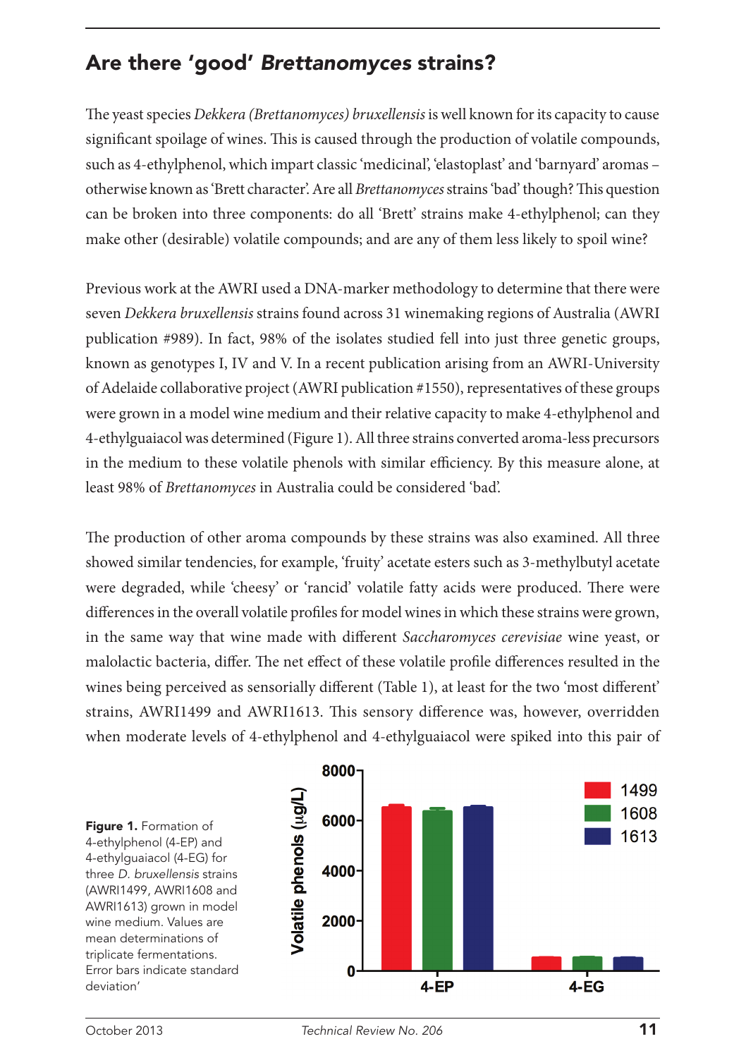## Are there 'good' *Brettanomyces* strains?

The yeast species *Dekkera (Brettanomyces) bruxellensis* is well known for its capacity to cause significant spoilage of wines. This is caused through the production of volatile compounds, such as 4-ethylphenol, which impart classic 'medicinal', 'elastoplast' and 'barnyard' aromas – otherwise known as 'Brett character'. Are all *Brettanomyces* strains 'bad' though? This question can be broken into three components: do all 'Brett' strains make 4-ethylphenol; can they make other (desirable) volatile compounds; and are any of them less likely to spoil wine?

Previous work at the AWRI used a DNA-marker methodology to determine that there were seven *Dekkera bruxellensis* strains found across 31 winemaking regions of Australia (AWRI publication #989). In fact, 98% of the isolates studied fell into just three genetic groups, known as genotypes I, IV and V. In a recent publication arising from an AWRI-University of Adelaide collaborative project (AWRI publication #1550), representatives of these groups were grown in a model wine medium and their relative capacity to make 4-ethylphenol and 4-ethylguaiacol was determined (Figure 1). All three strains converted aroma-less precursors in the medium to these volatile phenols with similar efficiency. By this measure alone, at least 98% of *Brettanomyces* in Australia could be considered 'bad'.

The production of other aroma compounds by these strains was also examined. All three showed similar tendencies, for example, 'fruity' acetate esters such as 3-methylbutyl acetate were degraded, while 'cheesy' or 'rancid' volatile fatty acids were produced. There were differences in the overall volatile profiles for model wines in which these strains were grown, in the same way that wine made with different *Saccharomyces cerevisiae* wine yeast, or malolactic bacteria, differ. The net effect of these volatile profile differences resulted in the wines being perceived as sensorially different (Table 1), at least for the two 'most different' strains, AWRI1499 and AWRI1613. This sensory difference was, however, overridden when moderate levels of 4-ethylphenol and 4-ethylguaiacol were spiked into this pair of

**Figure 1.** Formation of 4-ethylphenol (4-EP) and 4-ethylguaiacol (4-EG) for three *D. bruxellensis* strains (AWRI1499, AWRI1608 and AWRI1613) grown in model wine medium. Values are mean determinations of triplicate fermentations. Error bars indicate standard deviation'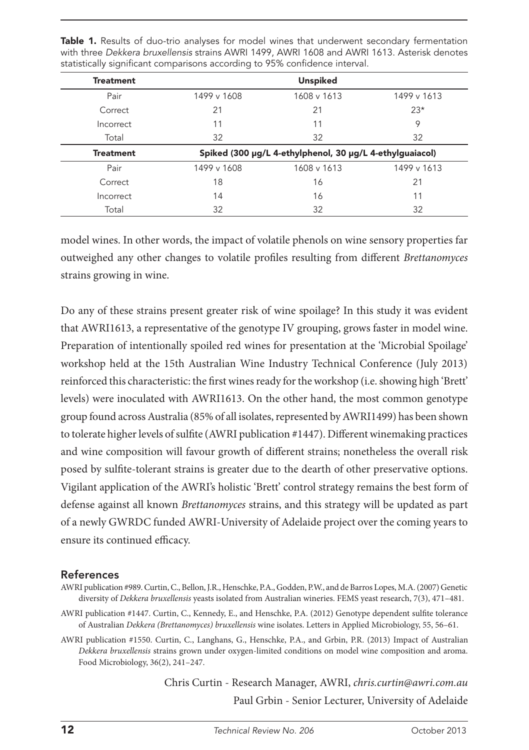**Table 1.** Results of duo-trio analyses for model wines that underwent secondary fermentation with three *Dekkera bruxellensis* strains AWRI 1499, AWRI 1608 and AWRI 1613. Asterisk denotes statistically significant comparisons according to 95% confidence interval.

| Treatment | Unspiked | | |
|---|---|---|---|
| Pair | 1499 v 1608 | 1608 v 1613 | 1499 v 1613 |
| Correct | 21 | 21 | 23* |
| Incorrect | 11 | 11 | 9 |
| Total | 32 | 32 | 32 |
| **Treatment** | **Spiked (300 µg/L 4-ethylphenol, 30 µg/L 4-ethylguaiacol)** | | |
| Pair | 1499 v 1608 | 1608 v 1613 | 1499 v 1613 |
| Correct | 18 | 16 | 21 |
| Incorrect | 14 | 16 | 11 |
| Total | 32 | 32 | 32 |

model wines. In other words, the impact of volatile phenols on wine sensory properties far outweighed any other changes to volatile profiles resulting from different *Brettanomyces* strains growing in wine.

Do any of these strains present greater risk of wine spoilage? In this study it was evident that AWRI1613, a representative of the genotype IV grouping, grows faster in model wine. Preparation of intentionally spoiled red wines for presentation at the 'Microbial Spoilage' workshop held at the 15th Australian Wine Industry Technical Conference (July 2013) reinforced this characteristic: the first wines ready for the workshop (i.e. showing high 'Brett' levels) were inoculated with AWRI1613. On the other hand, the most common genotype group found across Australia (85% of all isolates, represented by AWRI1499) has been shown to tolerate higher levels of sulfite (AWRI publication #1447). Different winemaking practices and wine composition will favour growth of different strains; nonetheless the overall risk posed by sulfite-tolerant strains is greater due to the dearth of other preservative options. Vigilant application of the AWRI's holistic 'Brett' control strategy remains the best form of defense against all known *Brettanomyces* strains, and this strategy will be updated as part of a newly GWRDC funded AWRI-University of Adelaide project over the coming years to ensure its continued efficacy.

## References

AWRI publication #989. Curtin, C., Bellon, J.R., Henschke, P.A., Godden, P.W., and de Barros Lopes, M.A. (2007) Genetic diversity of *Dekkera bruxellensis* yeasts isolated from Australian wineries. FEMS yeast research, 7(3), 471–481.

AWRI publication #1447. Curtin, C., Kennedy, E., and Henschke, P.A. (2012) Genotype dependent sulfite tolerance of Australian *Dekkera (Brettanomyces) bruxellensis* wine isolates. Letters in Applied Microbiology, 55, 56–61.

AWRI publication #1550. Curtin, C., Langhans, G., Henschke, P.A., and Grbin, P.R. (2013) Impact of Australian *Dekkera bruxellensis* strains grown under oxygen-limited conditions on model wine composition and aroma. Food Microbiology, 36(2), 241–247.

Chris Curtin - Research Manager, AWRI, *chris.curtin@awri.com.au*

Paul Grbin - Senior Lecturer, University of Adelaide